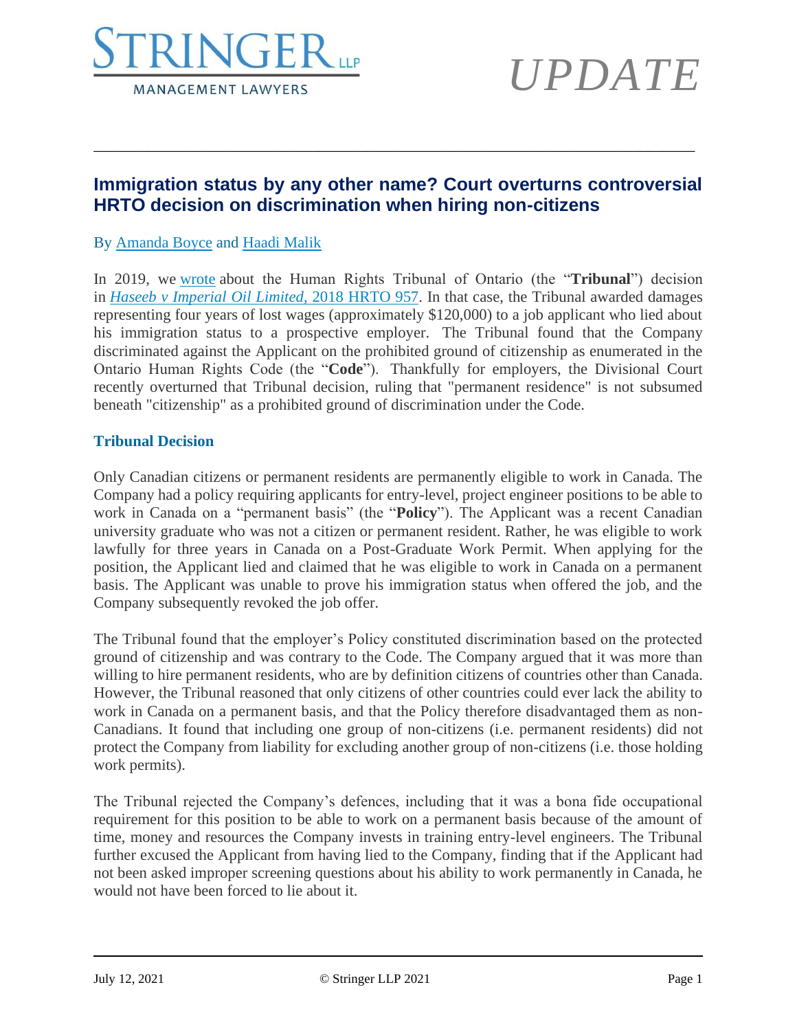STRINGER LLP
MANAGEMENT LAWYERS

*UPDATE*

## Immigration status by any other name? Court overturns controversial HRTO decision on discrimination when hiring non-citizens

By Amanda Boyce and Haadi Malik

In 2019, we wrote about the Human Rights Tribunal of Ontario (the "**Tribunal**") decision in *Haseeb v Imperial Oil Limited*, 2018 HRTO 957. In that case, the Tribunal awarded damages representing four years of lost wages (approximately $120,000) to a job applicant who lied about his immigration status to a prospective employer. The Tribunal found that the Company discriminated against the Applicant on the prohibited ground of citizenship as enumerated in the Ontario Human Rights Code (the "**Code**"). Thankfully for employers, the Divisional Court recently overturned that Tribunal decision, ruling that "permanent residence" is not subsumed beneath "citizenship" as a prohibited ground of discrimination under the Code.

### Tribunal Decision

Only Canadian citizens or permanent residents are permanently eligible to work in Canada. The Company had a policy requiring applicants for entry-level, project engineer positions to be able to work in Canada on a "permanent basis" (the "**Policy**"). The Applicant was a recent Canadian university graduate who was not a citizen or permanent resident. Rather, he was eligible to work lawfully for three years in Canada on a Post-Graduate Work Permit. When applying for the position, the Applicant lied and claimed that he was eligible to work in Canada on a permanent basis. The Applicant was unable to prove his immigration status when offered the job, and the Company subsequently revoked the job offer.

The Tribunal found that the employer's Policy constituted discrimination based on the protected ground of citizenship and was contrary to the Code. The Company argued that it was more than willing to hire permanent residents, who are by definition citizens of countries other than Canada. However, the Tribunal reasoned that only citizens of other countries could ever lack the ability to work in Canada on a permanent basis, and that the Policy therefore disadvantaged them as non-Canadians. It found that including one group of non-citizens (i.e. permanent residents) did not protect the Company from liability for excluding another group of non-citizens (i.e. those holding work permits).

The Tribunal rejected the Company's defences, including that it was a bona fide occupational requirement for this position to be able to work on a permanent basis because of the amount of time, money and resources the Company invests in training entry-level engineers. The Tribunal further excused the Applicant from having lied to the Company, finding that if the Applicant had not been asked improper screening questions about his ability to work permanently in Canada, he would not have been forced to lie about it.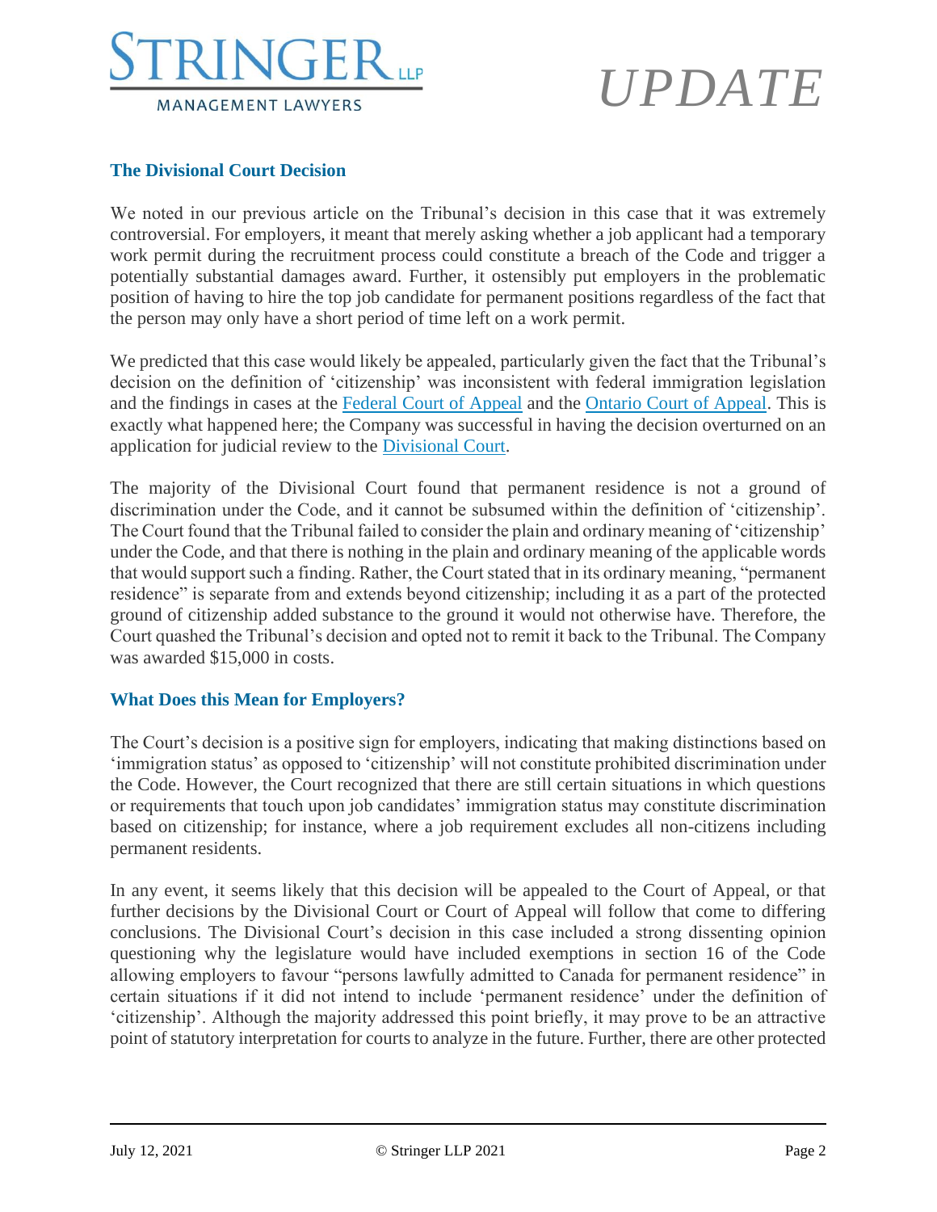## The Divisional Court Decision

We noted in our previous article on the Tribunal's decision in this case that it was extremely controversial. For employers, it meant that merely asking whether a job applicant had a temporary work permit during the recruitment process could constitute a breach of the Code and trigger a potentially substantial damages award. Further, it ostensibly put employers in the problematic position of having to hire the top job candidate for permanent positions regardless of the fact that the person may only have a short period of time left on a work permit.

We predicted that this case would likely be appealed, particularly given the fact that the Tribunal's decision on the definition of 'citizenship' was inconsistent with federal immigration legislation and the findings in cases at the Federal Court of Appeal and the Ontario Court of Appeal. This is exactly what happened here; the Company was successful in having the decision overturned on an application for judicial review to the Divisional Court.

The majority of the Divisional Court found that permanent residence is not a ground of discrimination under the Code, and it cannot be subsumed within the definition of 'citizenship'. The Court found that the Tribunal failed to consider the plain and ordinary meaning of 'citizenship' under the Code, and that there is nothing in the plain and ordinary meaning of the applicable words that would support such a finding. Rather, the Court stated that in its ordinary meaning, "permanent residence" is separate from and extends beyond citizenship; including it as a part of the protected ground of citizenship added substance to the ground it would not otherwise have. Therefore, the Court quashed the Tribunal's decision and opted not to remit it back to the Tribunal. The Company was awarded $15,000 in costs.

## What Does this Mean for Employers?

The Court's decision is a positive sign for employers, indicating that making distinctions based on 'immigration status' as opposed to 'citizenship' will not constitute prohibited discrimination under the Code. However, the Court recognized that there are still certain situations in which questions or requirements that touch upon job candidates' immigration status may constitute discrimination based on citizenship; for instance, where a job requirement excludes all non-citizens including permanent residents.

In any event, it seems likely that this decision will be appealed to the Court of Appeal, or that further decisions by the Divisional Court or Court of Appeal will follow that come to differing conclusions. The Divisional Court's decision in this case included a strong dissenting opinion questioning why the legislature would have included exemptions in section 16 of the Code allowing employers to favour "persons lawfully admitted to Canada for permanent residence" in certain situations if it did not intend to include 'permanent residence' under the definition of 'citizenship'. Although the majority addressed this point briefly, it may prove to be an attractive point of statutory interpretation for courts to analyze in the future. Further, there are other protected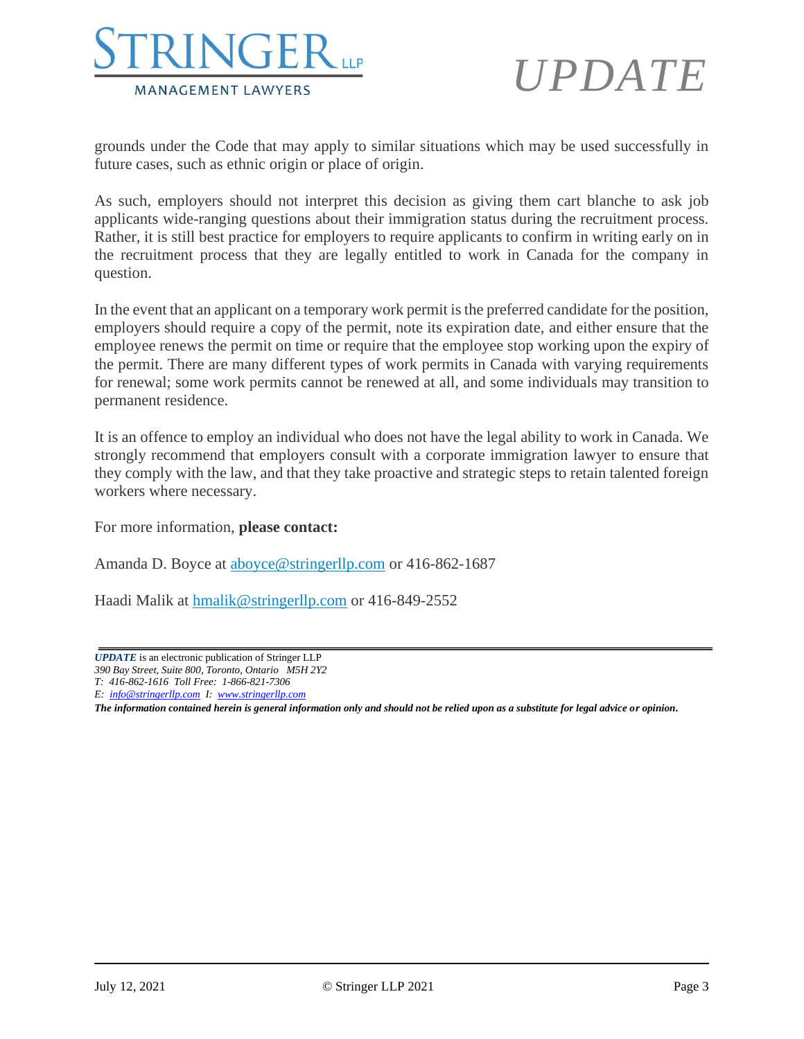grounds under the Code that may apply to similar situations which may be used successfully in future cases, such as ethnic origin or place of origin.

As such, employers should not interpret this decision as giving them cart blanche to ask job applicants wide-ranging questions about their immigration status during the recruitment process. Rather, it is still best practice for employers to require applicants to confirm in writing early on in the recruitment process that they are legally entitled to work in Canada for the company in question.

In the event that an applicant on a temporary work permit is the preferred candidate for the position, employers should require a copy of the permit, note its expiration date, and either ensure that the employee renews the permit on time or require that the employee stop working upon the expiry of the permit. There are many different types of work permits in Canada with varying requirements for renewal; some work permits cannot be renewed at all, and some individuals may transition to permanent residence.

It is an offence to employ an individual who does not have the legal ability to work in Canada. We strongly recommend that employers consult with a corporate immigration lawyer to ensure that they comply with the law, and that they take proactive and strategic steps to retain talented foreign workers where necessary.

For more information, **please contact:**

Amanda D. Boyce at aboyce@stringerllp.com or 416-862-1687

Haadi Malik at hmalik@stringerllp.com or 416-849-2552

---

***UPDATE*** is an electronic publication of Stringer LLP
*390 Bay Street, Suite 800, Toronto, Ontario M5H 2Y2*
*T: 416-862-1616 Toll Free: 1-866-821-7306*
*E: info@stringerllp.com I: www.stringerllp.com*
***The information contained herein is general information only and should not be relied upon as a substitute for legal advice or opinion.***